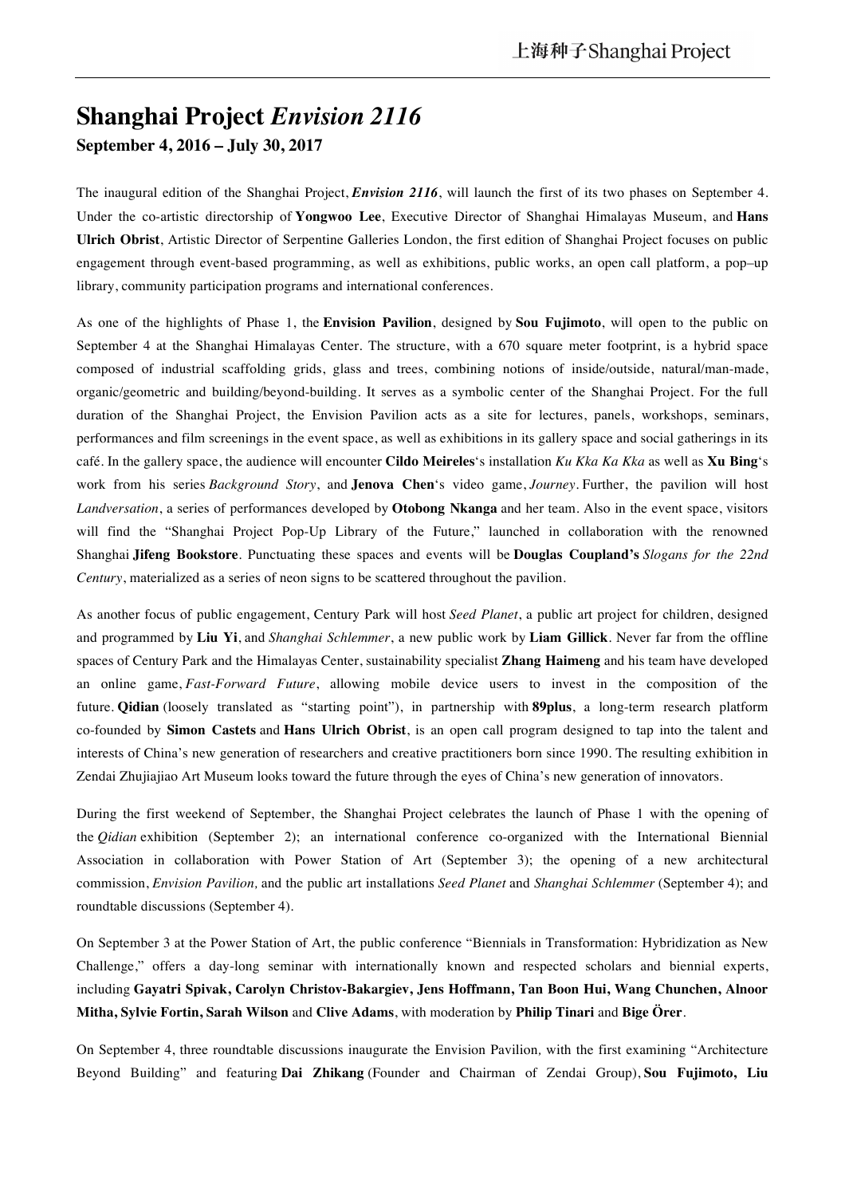# Shanghai Project *Envision 2116*

**September 4, 2016 – July 30, 2017**

The inaugural edition of the Shanghai Project, ***Envision 2116***, will launch the first of its two phases on September 4. Under the co-artistic directorship of **Yongwoo Lee**, Executive Director of Shanghai Himalayas Museum, and **Hans Ulrich Obrist**, Artistic Director of Serpentine Galleries London, the first edition of Shanghai Project focuses on public engagement through event-based programming, as well as exhibitions, public works, an open call platform, a pop–up library, community participation programs and international conferences.

As one of the highlights of Phase 1, the **Envision Pavilion**, designed by **Sou Fujimoto**, will open to the public on September 4 at the Shanghai Himalayas Center. The structure, with a 670 square meter footprint, is a hybrid space composed of industrial scaffolding grids, glass and trees, combining notions of inside/outside, natural/man-made, organic/geometric and building/beyond-building. It serves as a symbolic center of the Shanghai Project. For the full duration of the Shanghai Project, the Envision Pavilion acts as a site for lectures, panels, workshops, seminars, performances and film screenings in the event space, as well as exhibitions in its gallery space and social gatherings in its café. In the gallery space, the audience will encounter **Cildo Meireles**'s installation *Ku Kka Ka Kka* as well as **Xu Bing**'s work from his series *Background Story*, and **Jenova Chen**'s video game, *Journey*. Further, the pavilion will host *Landversation*, a series of performances developed by **Otobong Nkanga** and her team. Also in the event space, visitors will find the "Shanghai Project Pop-Up Library of the Future," launched in collaboration with the renowned Shanghai **Jifeng Bookstore**. Punctuating these spaces and events will be **Douglas Coupland's** *Slogans for the 22nd Century*, materialized as a series of neon signs to be scattered throughout the pavilion.

As another focus of public engagement, Century Park will host *Seed Planet*, a public art project for children, designed and programmed by **Liu Yi**, and *Shanghai Schlemmer*, a new public work by **Liam Gillick**. Never far from the offline spaces of Century Park and the Himalayas Center, sustainability specialist **Zhang Haimeng** and his team have developed an online game, *Fast-Forward Future*, allowing mobile device users to invest in the composition of the future. **Qidian** (loosely translated as "starting point"), in partnership with **89plus**, a long-term research platform co-founded by **Simon Castets** and **Hans Ulrich Obrist**, is an open call program designed to tap into the talent and interests of China's new generation of researchers and creative practitioners born since 1990. The resulting exhibition in Zendai Zhujiajiao Art Museum looks toward the future through the eyes of China's new generation of innovators.

During the first weekend of September, the Shanghai Project celebrates the launch of Phase 1 with the opening of the *Qidian* exhibition (September 2); an international conference co-organized with the International Biennial Association in collaboration with Power Station of Art (September 3); the opening of a new architectural commission, *Envision Pavilion,* and the public art installations *Seed Planet* and *Shanghai Schlemmer* (September 4); and roundtable discussions (September 4).

On September 3 at the Power Station of Art, the public conference "Biennials in Transformation: Hybridization as New Challenge," offers a day-long seminar with internationally known and respected scholars and biennial experts, including **Gayatri Spivak, Carolyn Christov-Bakargiev, Jens Hoffmann, Tan Boon Hui, Wang Chunchen, Alnoor Mitha, Sylvie Fortin, Sarah Wilson** and **Clive Adams**, with moderation by **Philip Tinari** and **Bige Örer**.

On September 4, three roundtable discussions inaugurate the Envision Pavilion, with the first examining "Architecture Beyond Building" and featuring **Dai Zhikang** (Founder and Chairman of Zendai Group), **Sou Fujimoto, Liu**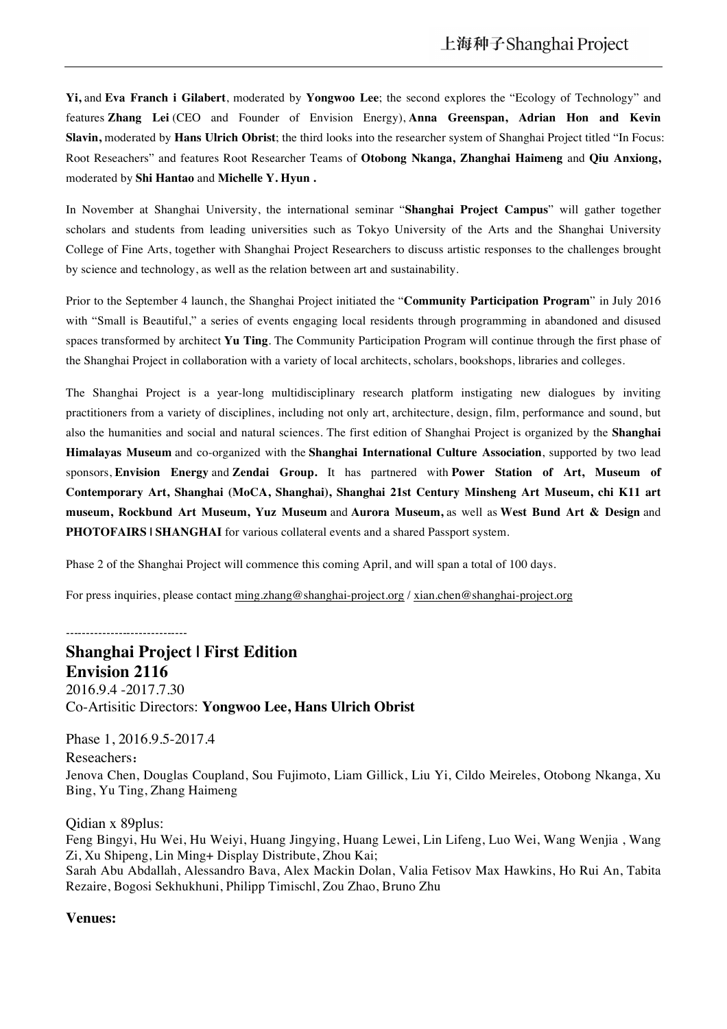**Yi,** and **Eva Franch i Gilabert**, moderated by **Yongwoo Lee**; the second explores the "Ecology of Technology" and features **Zhang Lei** (CEO and Founder of Envision Energy), **Anna Greenspan, Adrian Hon and Kevin Slavin,** moderated by **Hans Ulrich Obrist**; the third looks into the researcher system of Shanghai Project titled "In Focus: Root Reseachers" and features Root Researcher Teams of **Otobong Nkanga, Zhanghai Haimeng** and **Qiu Anxiong,** moderated by **Shi Hantao** and **Michelle Y. Hyun .**

In November at Shanghai University, the international seminar "**Shanghai Project Campus**" will gather together scholars and students from leading universities such as Tokyo University of the Arts and the Shanghai University College of Fine Arts, together with Shanghai Project Researchers to discuss artistic responses to the challenges brought by science and technology, as well as the relation between art and sustainability.

Prior to the September 4 launch, the Shanghai Project initiated the "**Community Participation Program**" in July 2016 with "Small is Beautiful," a series of events engaging local residents through programming in abandoned and disused spaces transformed by architect **Yu Ting**. The Community Participation Program will continue through the first phase of the Shanghai Project in collaboration with a variety of local architects, scholars, bookshops, libraries and colleges.

The Shanghai Project is a year-long multidisciplinary research platform instigating new dialogues by inviting practitioners from a variety of disciplines, including not only art, architecture, design, film, performance and sound, but also the humanities and social and natural sciences. The first edition of Shanghai Project is organized by the **Shanghai Himalayas Museum** and co-organized with the **Shanghai International Culture Association**, supported by two lead sponsors, **Envision Energy** and **Zendai Group.** It has partnered with **Power Station of Art, Museum of Contemporary Art, Shanghai (MoCA, Shanghai), Shanghai 21st Century Minsheng Art Museum, chi K11 art museum, Rockbund Art Museum, Yuz Museum** and **Aurora Museum,** as well as **West Bund Art & Design** and **PHOTOFAIRS | SHANGHAI** for various collateral events and a shared Passport system.

Phase 2 of the Shanghai Project will commence this coming April, and will span a total of 100 days.

For press inquiries, please contact ming.zhang@shanghai-project.org / xian.chen@shanghai-project.org

------------------------------

## Shanghai Project | First Edition
## Envision 2116

2016.9.4 -2017.7.30

Co-Artisitic Directors: **Yongwoo Lee, Hans Ulrich Obrist**

Phase 1, 2016.9.5-2017.4

Reseachers：

Jenova Chen, Douglas Coupland, Sou Fujimoto, Liam Gillick, Liu Yi, Cildo Meireles, Otobong Nkanga, Xu Bing, Yu Ting, Zhang Haimeng

Qidian x 89plus:

Feng Bingyi, Hu Wei, Hu Weiyi, Huang Jingying, Huang Lewei, Lin Lifeng, Luo Wei, Wang Wenjia , Wang Zi, Xu Shipeng, Lin Ming+ Display Distribute, Zhou Kai;

Sarah Abu Abdallah, Alessandro Bava, Alex Mackin Dolan, Valia Fetisov Max Hawkins, Ho Rui An, Tabita Rezaire, Bogosi Sekhukhuni, Philipp Timischl, Zou Zhao, Bruno Zhu

**Venues:**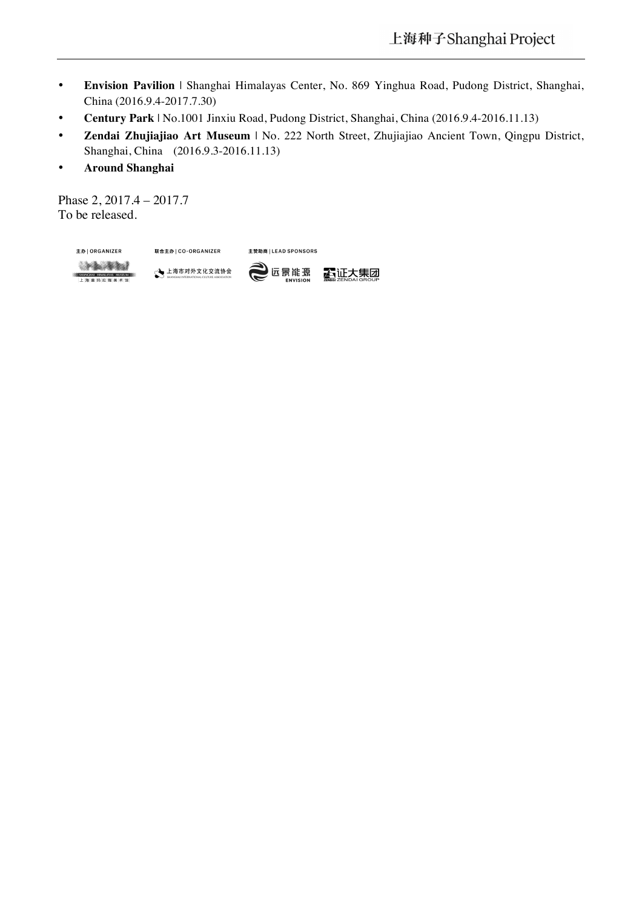- **Envision Pavilion** | Shanghai Himalayas Center, No. 869 Yinghua Road, Pudong District, Shanghai, China (2016.9.4-2017.7.30)
- **Century Park** | No.1001 Jinxiu Road, Pudong District, Shanghai, China (2016.9.4-2016.11.13)
- **Zendai Zhujiajiao Art Museum** | No. 222 North Street, Zhujiajiao Ancient Town, Qingpu District, Shanghai, China (2016.9.3-2016.11.13)
- **Around Shanghai**

Phase 2, 2017.4 – 2017.7
To be released.

主办 | ORGANIZER　　联合主办 | CO-ORGANIZER　　主赞助商 | LEAD SPONSORS

SHANGHAI HIMALAYAS MUSEUM 上海喜玛拉雅美术馆　　上海市对外文化交流协会 SHANGHAI INTERNATIONAL CULTURE ASSOCIATION　　远景能源 ENVISION　　证大集团 ZENDAI GROUP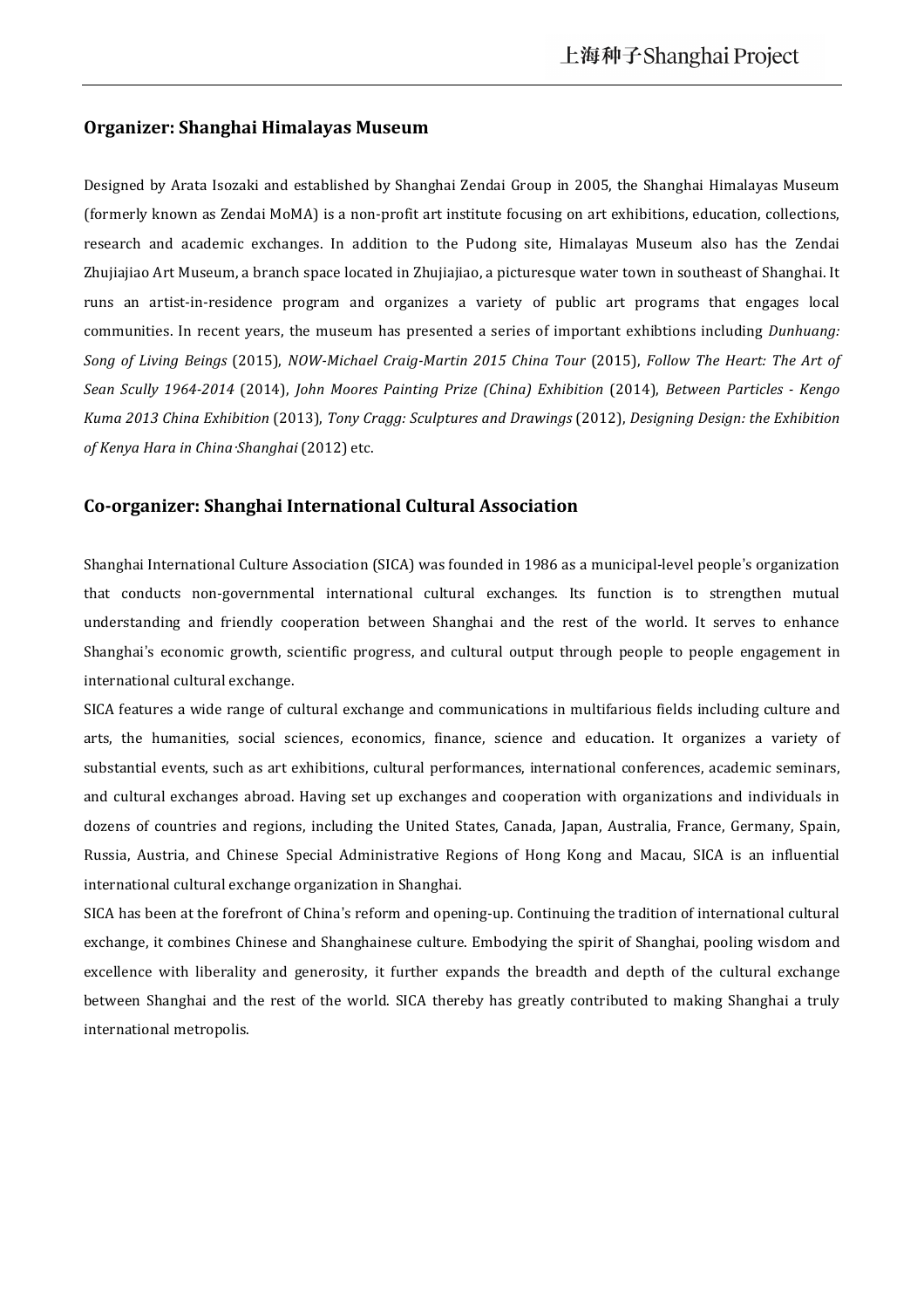## Organizer: Shanghai Himalayas Museum

Designed by Arata Isozaki and established by Shanghai Zendai Group in 2005, the Shanghai Himalayas Museum (formerly known as Zendai MoMA) is a non-profit art institute focusing on art exhibitions, education, collections, research and academic exchanges. In addition to the Pudong site, Himalayas Museum also has the Zendai Zhujiajiao Art Museum, a branch space located in Zhujiajiao, a picturesque water town in southeast of Shanghai. It runs an artist-in-residence program and organizes a variety of public art programs that engages local communities. In recent years, the museum has presented a series of important exhibtions including *Dunhuang: Song of Living Beings* (2015), *NOW-Michael Craig-Martin 2015 China Tour* (2015), *Follow The Heart: The Art of Sean Scully 1964-2014* (2014), *John Moores Painting Prize (China) Exhibition* (2014), *Between Particles - Kengo Kuma 2013 China Exhibition* (2013), *Tony Cragg: Sculptures and Drawings* (2012), *Designing Design: the Exhibition of Kenya Hara in China·Shanghai* (2012) etc.

## Co-organizer: Shanghai International Cultural Association

Shanghai International Culture Association (SICA) was founded in 1986 as a municipal-level people's organization that conducts non-governmental international cultural exchanges. Its function is to strengthen mutual understanding and friendly cooperation between Shanghai and the rest of the world. It serves to enhance Shanghai's economic growth, scientific progress, and cultural output through people to people engagement in international cultural exchange.

SICA features a wide range of cultural exchange and communications in multifarious fields including culture and arts, the humanities, social sciences, economics, finance, science and education. It organizes a variety of substantial events, such as art exhibitions, cultural performances, international conferences, academic seminars, and cultural exchanges abroad. Having set up exchanges and cooperation with organizations and individuals in dozens of countries and regions, including the United States, Canada, Japan, Australia, France, Germany, Spain, Russia, Austria, and Chinese Special Administrative Regions of Hong Kong and Macau, SICA is an influential international cultural exchange organization in Shanghai.

SICA has been at the forefront of China's reform and opening-up. Continuing the tradition of international cultural exchange, it combines Chinese and Shanghainese culture. Embodying the spirit of Shanghai, pooling wisdom and excellence with liberality and generosity, it further expands the breadth and depth of the cultural exchange between Shanghai and the rest of the world. SICA thereby has greatly contributed to making Shanghai a truly international metropolis.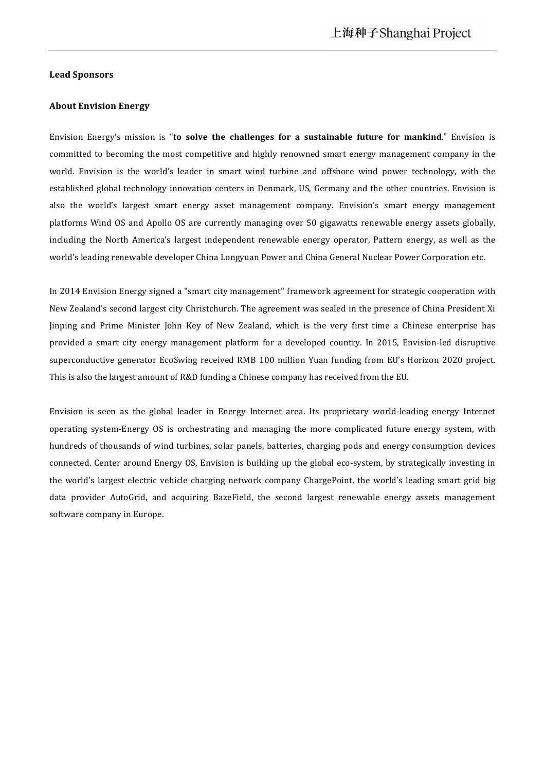**Lead Sponsors**

**About Envision Energy**

Envision Energy's mission is "**to solve the challenges for a sustainable future for mankind**." Envision is committed to becoming the most competitive and highly renowned smart energy management company in the world. Envision is the world's leader in smart wind turbine and offshore wind power technology, with the established global technology innovation centers in Denmark, US, Germany and the other countries. Envision is also the world's largest smart energy asset management company. Envision's smart energy management platforms Wind OS and Apollo OS are currently managing over 50 gigawatts renewable energy assets globally, including the North America's largest independent renewable energy operator, Pattern energy, as well as the world's leading renewable developer China Longyuan Power and China General Nuclear Power Corporation etc.

In 2014 Envision Energy signed a "smart city management" framework agreement for strategic cooperation with New Zealand's second largest city Christchurch. The agreement was sealed in the presence of China President Xi Jinping and Prime Minister John Key of New Zealand, which is the very first time a Chinese enterprise has provided a smart city energy management platform for a developed country. In 2015, Envision-led disruptive superconductive generator EcoSwing received RMB 100 million Yuan funding from EU's Horizon 2020 project. This is also the largest amount of R&D funding a Chinese company has received from the EU.

Envision is seen as the global leader in Energy Internet area. Its proprietary world-leading energy Internet operating system-Energy OS is orchestrating and managing the more complicated future energy system, with hundreds of thousands of wind turbines, solar panels, batteries, charging pods and energy consumption devices connected. Center around Energy OS, Envision is building up the global eco-system, by strategically investing in the world's largest electric vehicle charging network company ChargePoint, the world's leading smart grid big data provider AutoGrid, and acquiring BazeField, the second largest renewable energy assets management software company in Europe.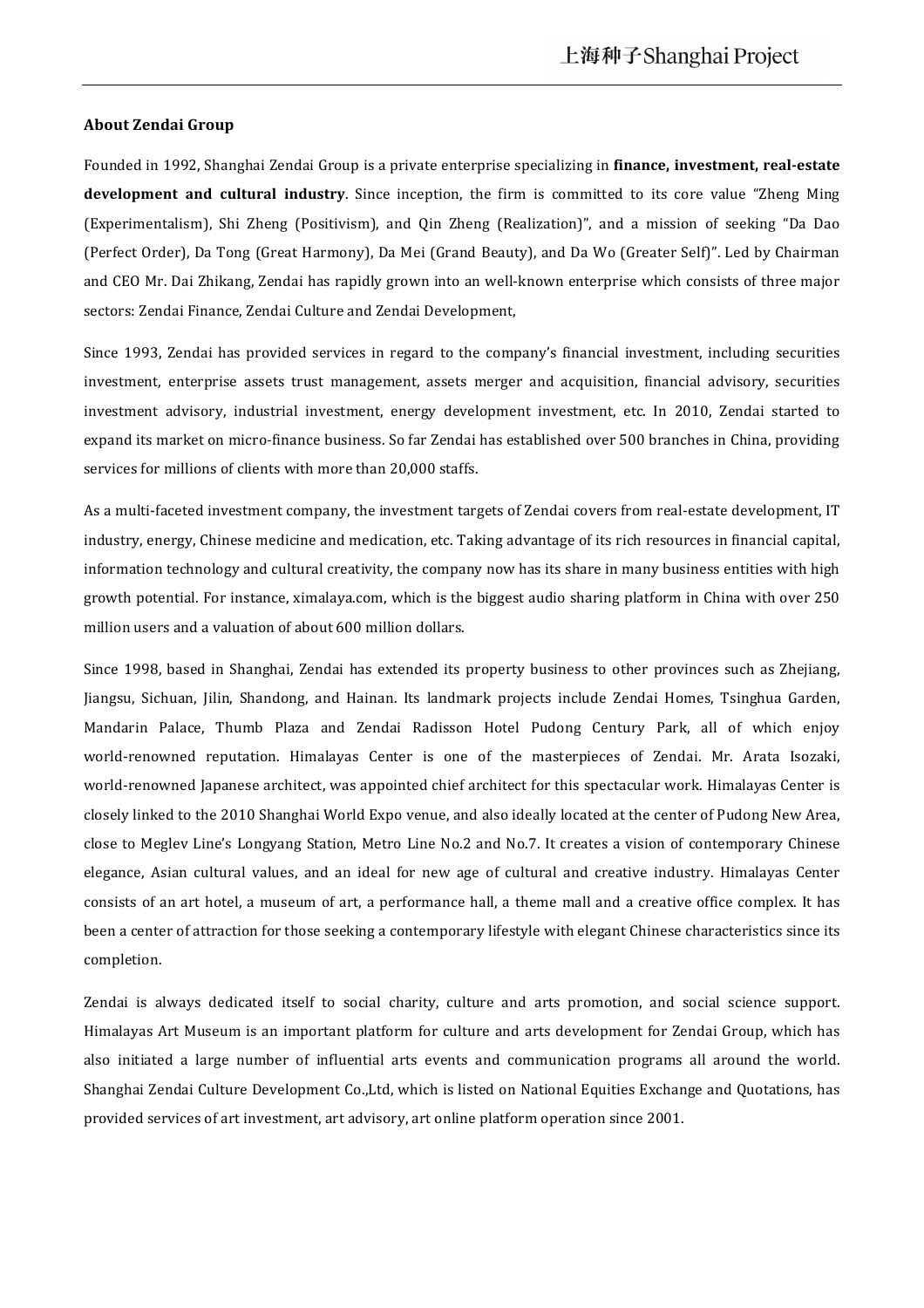**About Zendai Group**

Founded in 1992, Shanghai Zendai Group is a private enterprise specializing in **finance, investment, real-estate development and cultural industry**. Since inception, the firm is committed to its core value "Zheng Ming (Experimentalism), Shi Zheng (Positivism), and Qin Zheng (Realization)", and a mission of seeking "Da Dao (Perfect Order), Da Tong (Great Harmony), Da Mei (Grand Beauty), and Da Wo (Greater Self)". Led by Chairman and CEO Mr. Dai Zhikang, Zendai has rapidly grown into an well-known enterprise which consists of three major sectors: Zendai Finance, Zendai Culture and Zendai Development,

Since 1993, Zendai has provided services in regard to the company's financial investment, including securities investment, enterprise assets trust management, assets merger and acquisition, financial advisory, securities investment advisory, industrial investment, energy development investment, etc. In 2010, Zendai started to expand its market on micro-finance business. So far Zendai has established over 500 branches in China, providing services for millions of clients with more than 20,000 staffs.

As a multi-faceted investment company, the investment targets of Zendai covers from real-estate development, IT industry, energy, Chinese medicine and medication, etc. Taking advantage of its rich resources in financial capital, information technology and cultural creativity, the company now has its share in many business entities with high growth potential. For instance, ximalaya.com, which is the biggest audio sharing platform in China with over 250 million users and a valuation of about 600 million dollars.

Since 1998, based in Shanghai, Zendai has extended its property business to other provinces such as Zhejiang, Jiangsu, Sichuan, Jilin, Shandong, and Hainan. Its landmark projects include Zendai Homes, Tsinghua Garden, Mandarin Palace, Thumb Plaza and Zendai Radisson Hotel Pudong Century Park, all of which enjoy world-renowned reputation. Himalayas Center is one of the masterpieces of Zendai. Mr. Arata Isozaki, world-renowned Japanese architect, was appointed chief architect for this spectacular work. Himalayas Center is closely linked to the 2010 Shanghai World Expo venue, and also ideally located at the center of Pudong New Area, close to Meglev Line's Longyang Station, Metro Line No.2 and No.7. It creates a vision of contemporary Chinese elegance, Asian cultural values, and an ideal for new age of cultural and creative industry. Himalayas Center consists of an art hotel, a museum of art, a performance hall, a theme mall and a creative office complex. It has been a center of attraction for those seeking a contemporary lifestyle with elegant Chinese characteristics since its completion.

Zendai is always dedicated itself to social charity, culture and arts promotion, and social science support. Himalayas Art Museum is an important platform for culture and arts development for Zendai Group, which has also initiated a large number of influential arts events and communication programs all around the world. Shanghai Zendai Culture Development Co.,Ltd, which is listed on National Equities Exchange and Quotations, has provided services of art investment, art advisory, art online platform operation since 2001.